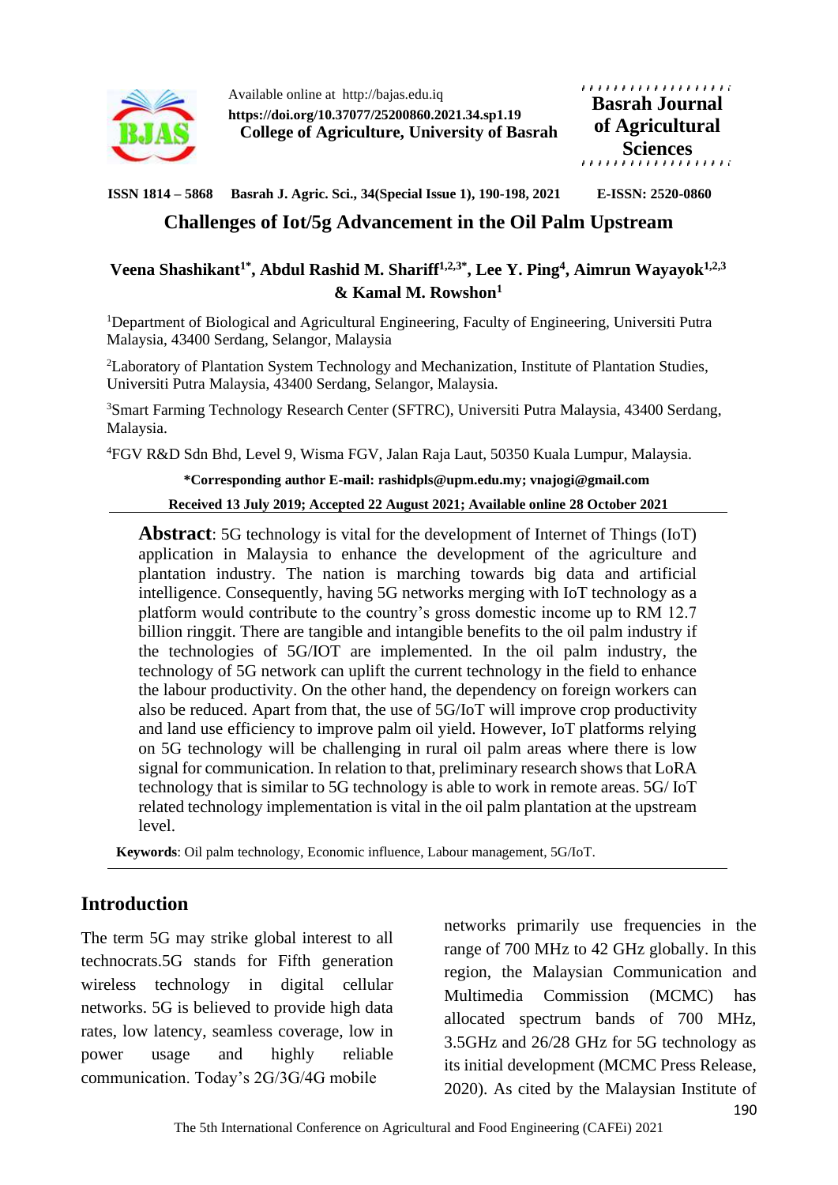Available online at http://bajas.edu.iq
**https://doi.org/10.37077/25200860.2021.34.sp1.19**
**College of Agriculture, University of Basrah**

**Basrah Journal of Agricultural Sciences**

**ISSN 1814 – 5868 Basrah J. Agric. Sci., 34(Special Issue 1), 190-198, 2021 E-ISSN: 2520-0860**

# Challenges of Iot/5g Advancement in the Oil Palm Upstream

**Veena Shashikant[1*], Abdul Rashid M. Shariff[1,2,3*], Lee Y. Ping[4], Aimrun Wayayok[1,2,3] & Kamal M. Rowshon[1]**

[1]Department of Biological and Agricultural Engineering, Faculty of Engineering, Universiti Putra Malaysia, 43400 Serdang, Selangor, Malaysia

[2]Laboratory of Plantation System Technology and Mechanization, Institute of Plantation Studies, Universiti Putra Malaysia, 43400 Serdang, Selangor, Malaysia.

[3]Smart Farming Technology Research Center (SFTRC), Universiti Putra Malaysia, 43400 Serdang, Malaysia.

[4]FGV R&D Sdn Bhd, Level 9, Wisma FGV, Jalan Raja Laut, 50350 Kuala Lumpur, Malaysia.

**\*Corresponding author E-mail: rashidpls@upm.edu.my; vnajogi@gmail.com**

**Received 13 July 2019; Accepted 22 August 2021; Available online 28 October 2021**

**Abstract**: 5G technology is vital for the development of Internet of Things (IoT) application in Malaysia to enhance the development of the agriculture and plantation industry. The nation is marching towards big data and artificial intelligence. Consequently, having 5G networks merging with IoT technology as a platform would contribute to the country's gross domestic income up to RM 12.7 billion ringgit. There are tangible and intangible benefits to the oil palm industry if the technologies of 5G/IOT are implemented. In the oil palm industry, the technology of 5G network can uplift the current technology in the field to enhance the labour productivity. On the other hand, the dependency on foreign workers can also be reduced. Apart from that, the use of 5G/IoT will improve crop productivity and land use efficiency to improve palm oil yield. However, IoT platforms relying on 5G technology will be challenging in rural oil palm areas where there is low signal for communication. In relation to that, preliminary research shows that LoRA technology that is similar to 5G technology is able to work in remote areas. 5G/ IoT related technology implementation is vital in the oil palm plantation at the upstream level.

**Keywords**: Oil palm technology, Economic influence, Labour management, 5G/IoT.

## Introduction

The term 5G may strike global interest to all technocrats.5G stands for Fifth generation wireless technology in digital cellular networks. 5G is believed to provide high data rates, low latency, seamless coverage, low in power usage and highly reliable communication. Today's 2G/3G/4G mobile networks primarily use frequencies in the range of 700 MHz to 42 GHz globally. In this region, the Malaysian Communication and Multimedia Commission (MCMC) has allocated spectrum bands of 700 MHz, 3.5GHz and 26/28 GHz for 5G technology as its initial development (MCMC Press Release, 2020). As cited by the Malaysian Institute of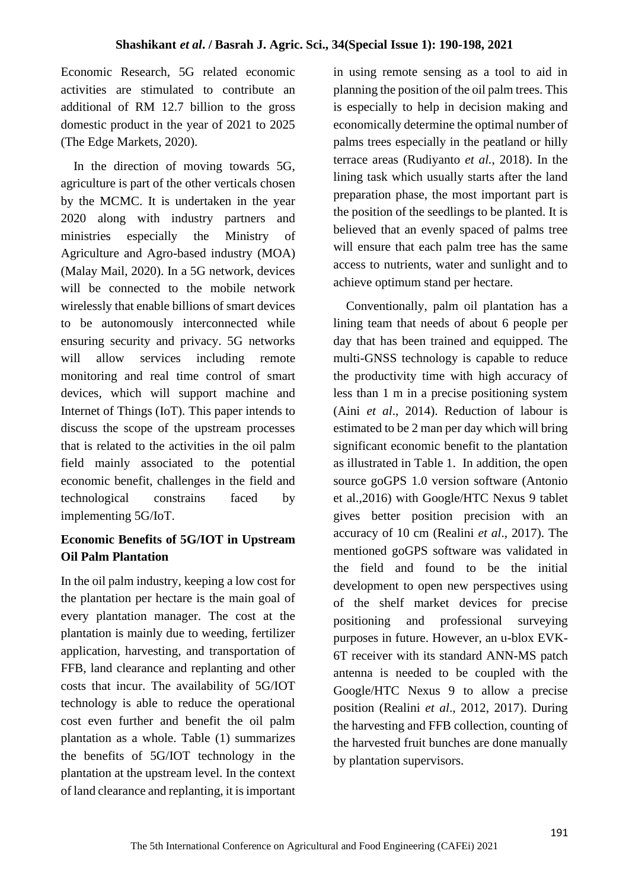Economic Research, 5G related economic activities are stimulated to contribute an additional of RM 12.7 billion to the gross domestic product in the year of 2021 to 2025 (The Edge Markets, 2020).

In the direction of moving towards 5G, agriculture is part of the other verticals chosen by the MCMC. It is undertaken in the year 2020 along with industry partners and ministries especially the Ministry of Agriculture and Agro-based industry (MOA) (Malay Mail, 2020). In a 5G network, devices will be connected to the mobile network wirelessly that enable billions of smart devices to be autonomously interconnected while ensuring security and privacy. 5G networks will allow services including remote monitoring and real time control of smart devices, which will support machine and Internet of Things (IoT). This paper intends to discuss the scope of the upstream processes that is related to the activities in the oil palm field mainly associated to the potential economic benefit, challenges in the field and technological constrains faced by implementing 5G/IoT.

## Economic Benefits of 5G/IOT in Upstream Oil Palm Plantation

In the oil palm industry, keeping a low cost for the plantation per hectare is the main goal of every plantation manager. The cost at the plantation is mainly due to weeding, fertilizer application, harvesting, and transportation of FFB, land clearance and replanting and other costs that incur. The availability of 5G/IOT technology is able to reduce the operational cost even further and benefit the oil palm plantation as a whole. Table (1) summarizes the benefits of 5G/IOT technology in the plantation at the upstream level. In the context of land clearance and replanting, it is important in using remote sensing as a tool to aid in planning the position of the oil palm trees. This is especially to help in decision making and economically determine the optimal number of palms trees especially in the peatland or hilly terrace areas (Rudiyanto *et al.*, 2018). In the lining task which usually starts after the land preparation phase, the most important part is the position of the seedlings to be planted. It is believed that an evenly spaced of palms tree will ensure that each palm tree has the same access to nutrients, water and sunlight and to achieve optimum stand per hectare.

Conventionally, palm oil plantation has a lining team that needs of about 6 people per day that has been trained and equipped. The multi-GNSS technology is capable to reduce the productivity time with high accuracy of less than 1 m in a precise positioning system (Aini *et al*., 2014). Reduction of labour is estimated to be 2 man per day which will bring significant economic benefit to the plantation as illustrated in Table 1. In addition, the open source goGPS 1.0 version software (Antonio et al.,2016) with Google/HTC Nexus 9 tablet gives better position precision with an accuracy of 10 cm (Realini *et al*., 2017). The mentioned goGPS software was validated in the field and found to be the initial development to open new perspectives using of the shelf market devices for precise positioning and professional surveying purposes in future. However, an u-blox EVK-6T receiver with its standard ANN-MS patch antenna is needed to be coupled with the Google/HTC Nexus 9 to allow a precise position (Realini *et al*., 2012, 2017). During the harvesting and FFB collection, counting of the harvested fruit bunches are done manually by plantation supervisors.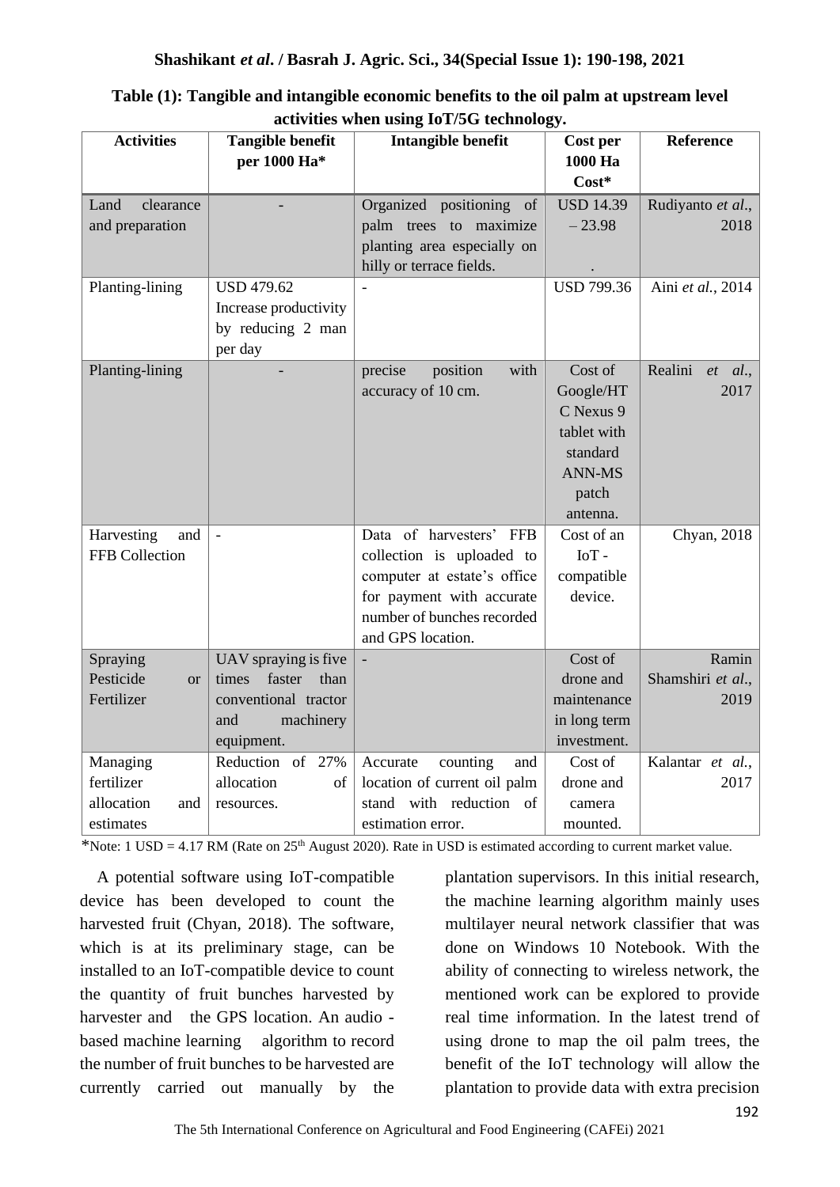**Table (1): Tangible and intangible economic benefits to the oil palm at upstream level activities when using IoT/5G technology.**

| Activities | Tangible benefit per 1000 Ha* | Intangible benefit | Cost per 1000 Ha Cost* | Reference |
|---|---|---|---|---|
| Land clearance and preparation | - | Organized positioning of palm trees to maximize planting area especially on hilly or terrace fields. | USD 14.39 – 23.98 . | Rudiyanto *et al.*, 2018 |
| Planting-lining | USD 479.62 Increase productivity by reducing 2 man per day | - | USD 799.36 | Aini *et al.*, 2014 |
| Planting-lining | - | precise position with accuracy of 10 cm. | Cost of Google/HTC Nexus 9 tablet with standard ANN-MS patch antenna. | Realini *et al.*, 2017 |
| Harvesting and FFB Collection | - | Data of harvesters' FFB collection is uploaded to computer at estate's office for payment with accurate number of bunches recorded and GPS location. | Cost of an IoT - compatible device. | Chyan, 2018 |
| Spraying Pesticide or Fertilizer | UAV spraying is five times faster than conventional tractor and machinery equipment. | - | Cost of drone and maintenance in long term investment. | Ramin Shamshiri *et al.*, 2019 |
| Managing fertilizer allocation and estimates | Reduction of 27% allocation of resources. | Accurate counting and location of current oil palm stand with reduction of estimation error. | Cost of drone and camera mounted. | Kalantar *et al.*, 2017 |

*Note: 1 USD = 4.17 RM (Rate on 25th August 2020). Rate in USD is estimated according to current market value.

A potential software using IoT-compatible device has been developed to count the harvested fruit (Chyan, 2018). The software, which is at its preliminary stage, can be installed to an IoT-compatible device to count the quantity of fruit bunches harvested by harvester and the GPS location. An audio - based machine learning algorithm to record the number of fruit bunches to be harvested are currently carried out manually by the plantation supervisors. In this initial research, the machine learning algorithm mainly uses multilayer neural network classifier that was done on Windows 10 Notebook. With the ability of connecting to wireless network, the mentioned work can be explored to provide real time information. In the latest trend of using drone to map the oil palm trees, the benefit of the IoT technology will allow the plantation to provide data with extra precision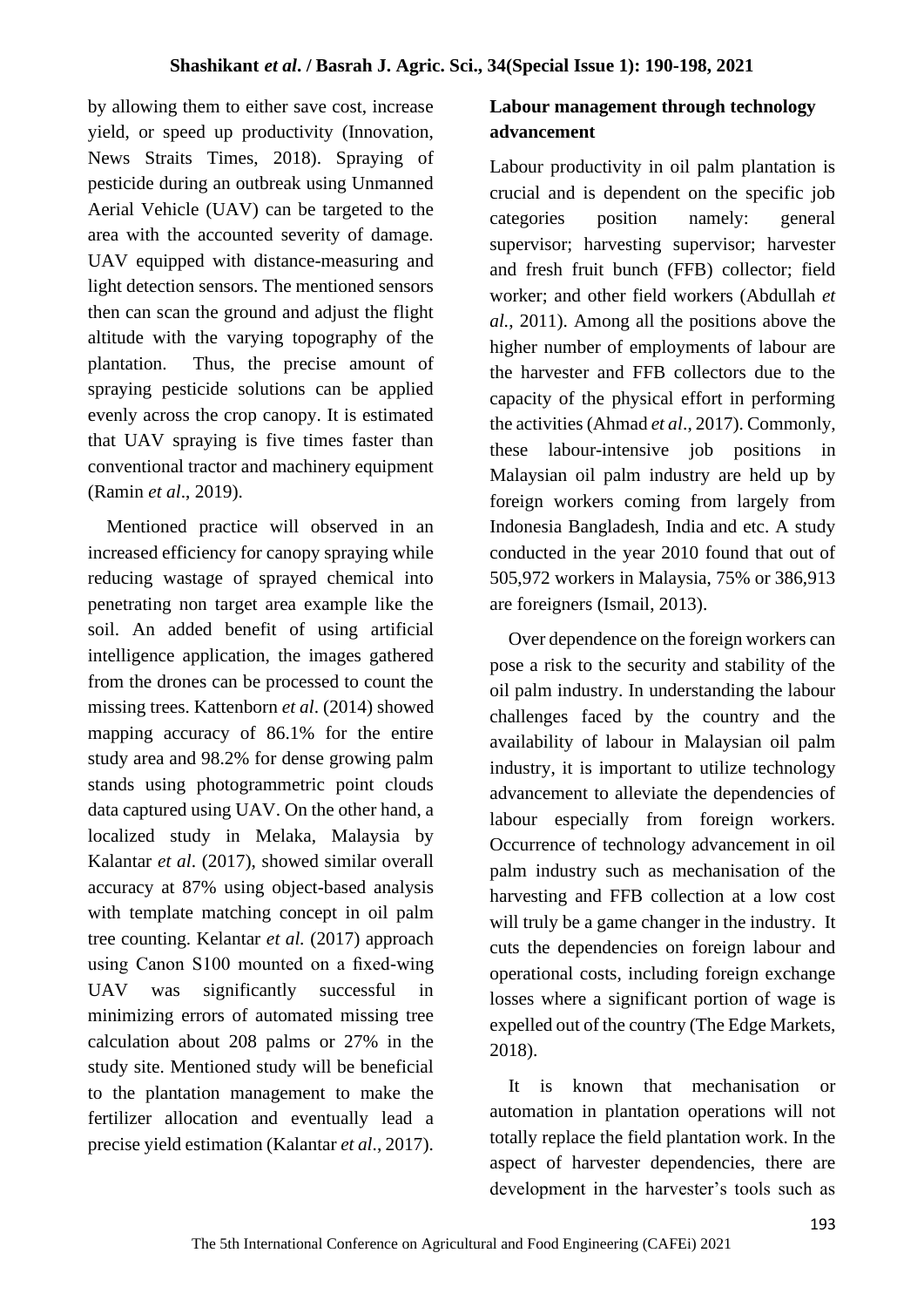by allowing them to either save cost, increase yield, or speed up productivity (Innovation, News Straits Times, 2018). Spraying of pesticide during an outbreak using Unmanned Aerial Vehicle (UAV) can be targeted to the area with the accounted severity of damage. UAV equipped with distance-measuring and light detection sensors. The mentioned sensors then can scan the ground and adjust the flight altitude with the varying topography of the plantation. Thus, the precise amount of spraying pesticide solutions can be applied evenly across the crop canopy. It is estimated that UAV spraying is five times faster than conventional tractor and machinery equipment (Ramin *et al*., 2019).

Mentioned practice will observed in an increased efficiency for canopy spraying while reducing wastage of sprayed chemical into penetrating non target area example like the soil. An added benefit of using artificial intelligence application, the images gathered from the drones can be processed to count the missing trees. Kattenborn *et al*. (2014) showed mapping accuracy of 86.1% for the entire study area and 98.2% for dense growing palm stands using photogrammetric point clouds data captured using UAV. On the other hand, a localized study in Melaka, Malaysia by Kalantar *et al*. (2017), showed similar overall accuracy at 87% using object-based analysis with template matching concept in oil palm tree counting. Kelantar *et al.* (2017) approach using Canon S100 mounted on a fixed-wing UAV was significantly successful in minimizing errors of automated missing tree calculation about 208 palms or 27% in the study site. Mentioned study will be beneficial to the plantation management to make the fertilizer allocation and eventually lead a precise yield estimation (Kalantar *et al*., 2017).

## Labour management through technology advancement

Labour productivity in oil palm plantation is crucial and is dependent on the specific job categories position namely: general supervisor; harvesting supervisor; harvester and fresh fruit bunch (FFB) collector; field worker; and other field workers (Abdullah *et al.*, 2011). Among all the positions above the higher number of employments of labour are the harvester and FFB collectors due to the capacity of the physical effort in performing the activities (Ahmad *et al*., 2017). Commonly, these labour-intensive job positions in Malaysian oil palm industry are held up by foreign workers coming from largely from Indonesia Bangladesh, India and etc. A study conducted in the year 2010 found that out of 505,972 workers in Malaysia, 75% or 386,913 are foreigners (Ismail, 2013).

Over dependence on the foreign workers can pose a risk to the security and stability of the oil palm industry. In understanding the labour challenges faced by the country and the availability of labour in Malaysian oil palm industry, it is important to utilize technology advancement to alleviate the dependencies of labour especially from foreign workers. Occurrence of technology advancement in oil palm industry such as mechanisation of the harvesting and FFB collection at a low cost will truly be a game changer in the industry. It cuts the dependencies on foreign labour and operational costs, including foreign exchange losses where a significant portion of wage is expelled out of the country (The Edge Markets, 2018).

It is known that mechanisation or automation in plantation operations will not totally replace the field plantation work. In the aspect of harvester dependencies, there are development in the harvester's tools such as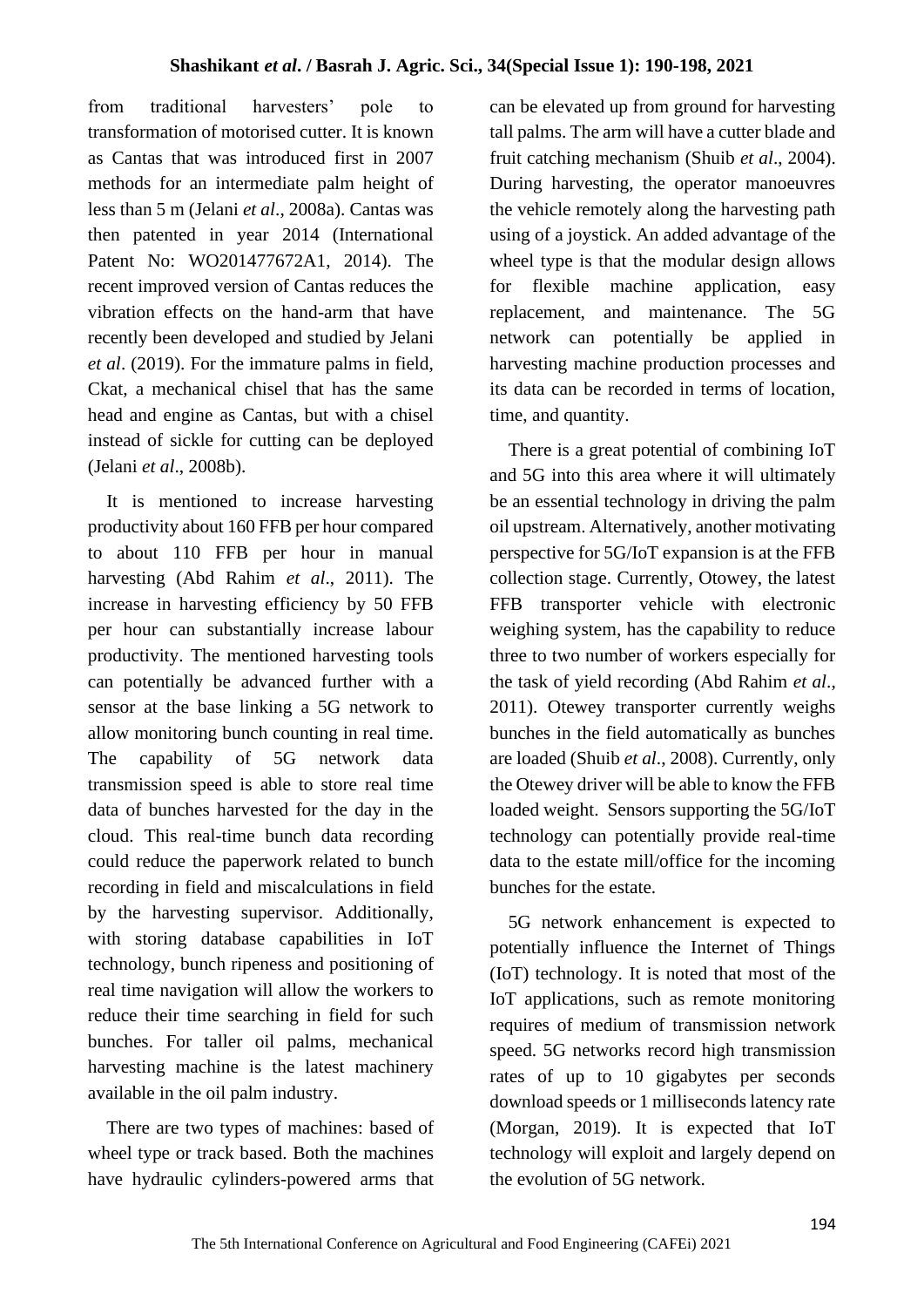from traditional harvesters' pole to transformation of motorised cutter. It is known as Cantas that was introduced first in 2007 methods for an intermediate palm height of less than 5 m (Jelani *et al*., 2008a). Cantas was then patented in year 2014 (International Patent No: WO201477672A1, 2014). The recent improved version of Cantas reduces the vibration effects on the hand-arm that have recently been developed and studied by Jelani *et al*. (2019). For the immature palms in field, Ckat, a mechanical chisel that has the same head and engine as Cantas, but with a chisel instead of sickle for cutting can be deployed (Jelani *et al*., 2008b).

It is mentioned to increase harvesting productivity about 160 FFB per hour compared to about 110 FFB per hour in manual harvesting (Abd Rahim *et al*., 2011). The increase in harvesting efficiency by 50 FFB per hour can substantially increase labour productivity. The mentioned harvesting tools can potentially be advanced further with a sensor at the base linking a 5G network to allow monitoring bunch counting in real time. The capability of 5G network data transmission speed is able to store real time data of bunches harvested for the day in the cloud. This real-time bunch data recording could reduce the paperwork related to bunch recording in field and miscalculations in field by the harvesting supervisor. Additionally, with storing database capabilities in IoT technology, bunch ripeness and positioning of real time navigation will allow the workers to reduce their time searching in field for such bunches. For taller oil palms, mechanical harvesting machine is the latest machinery available in the oil palm industry.

There are two types of machines: based of wheel type or track based. Both the machines have hydraulic cylinders-powered arms that can be elevated up from ground for harvesting tall palms. The arm will have a cutter blade and fruit catching mechanism (Shuib *et al*., 2004). During harvesting, the operator manoeuvres the vehicle remotely along the harvesting path using of a joystick. An added advantage of the wheel type is that the modular design allows for flexible machine application, easy replacement, and maintenance. The 5G network can potentially be applied in harvesting machine production processes and its data can be recorded in terms of location, time, and quantity.

There is a great potential of combining IoT and 5G into this area where it will ultimately be an essential technology in driving the palm oil upstream. Alternatively, another motivating perspective for 5G/IoT expansion is at the FFB collection stage. Currently, Otowey, the latest FFB transporter vehicle with electronic weighing system, has the capability to reduce three to two number of workers especially for the task of yield recording (Abd Rahim *et al*., 2011). Otewey transporter currently weighs bunches in the field automatically as bunches are loaded (Shuib *et al*., 2008). Currently, only the Otewey driver will be able to know the FFB loaded weight. Sensors supporting the 5G/IoT technology can potentially provide real-time data to the estate mill/office for the incoming bunches for the estate.

5G network enhancement is expected to potentially influence the Internet of Things (IoT) technology. It is noted that most of the IoT applications, such as remote monitoring requires of medium of transmission network speed. 5G networks record high transmission rates of up to 10 gigabytes per seconds download speeds or 1 milliseconds latency rate (Morgan, 2019). It is expected that IoT technology will exploit and largely depend on the evolution of 5G network.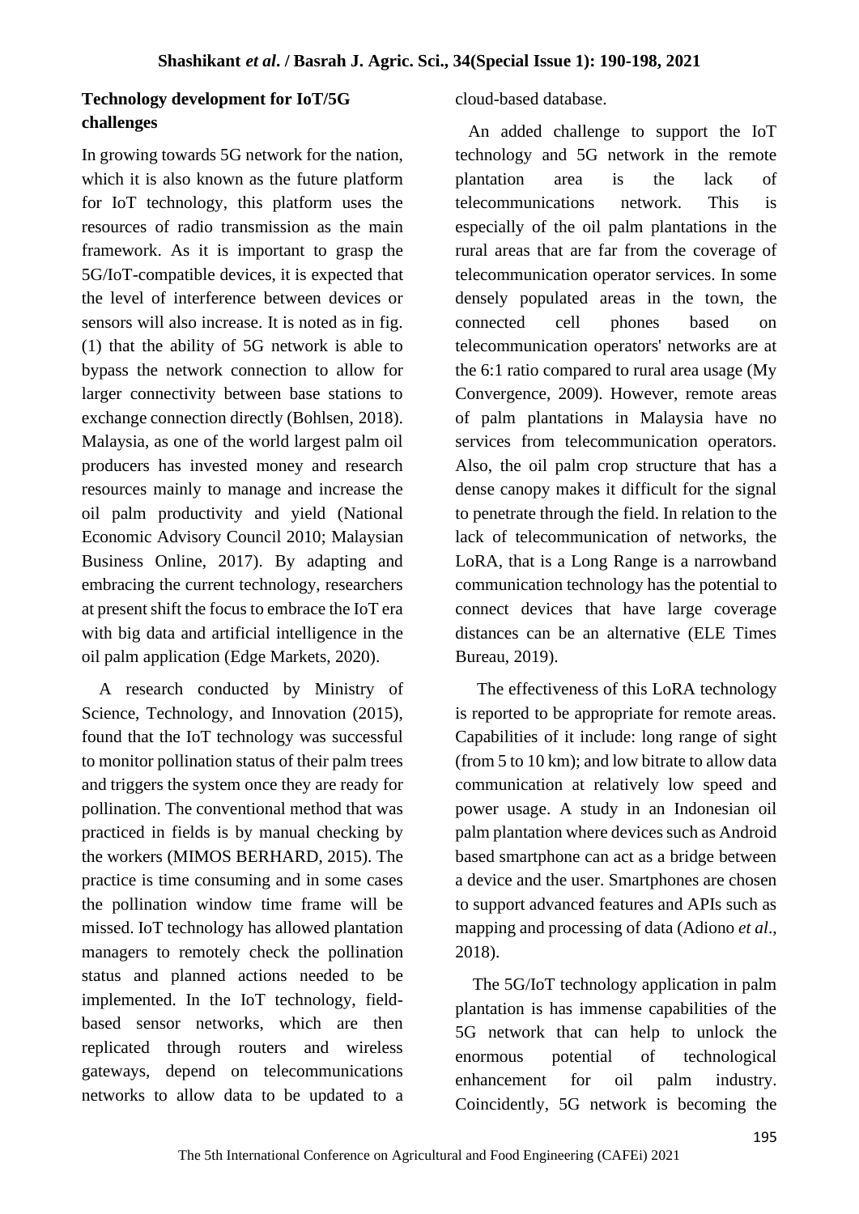### Technology development for IoT/5G challenges

In growing towards 5G network for the nation, which it is also known as the future platform for IoT technology, this platform uses the resources of radio transmission as the main framework. As it is important to grasp the 5G/IoT-compatible devices, it is expected that the level of interference between devices or sensors will also increase. It is noted as in fig. (1) that the ability of 5G network is able to bypass the network connection to allow for larger connectivity between base stations to exchange connection directly (Bohlsen, 2018). Malaysia, as one of the world largest palm oil producers has invested money and research resources mainly to manage and increase the oil palm productivity and yield (National Economic Advisory Council 2010; Malaysian Business Online, 2017). By adapting and embracing the current technology, researchers at present shift the focus to embrace the IoT era with big data and artificial intelligence in the oil palm application (Edge Markets, 2020).

A research conducted by Ministry of Science, Technology, and Innovation (2015), found that the IoT technology was successful to monitor pollination status of their palm trees and triggers the system once they are ready for pollination. The conventional method that was practiced in fields is by manual checking by the workers (MIMOS BERHARD, 2015). The practice is time consuming and in some cases the pollination window time frame will be missed. IoT technology has allowed plantation managers to remotely check the pollination status and planned actions needed to be implemented. In the IoT technology, field-based sensor networks, which are then replicated through routers and wireless gateways, depend on telecommunications networks to allow data to be updated to a cloud-based database.

An added challenge to support the IoT technology and 5G network in the remote plantation area is the lack of telecommunications network. This is especially of the oil palm plantations in the rural areas that are far from the coverage of telecommunication operator services. In some densely populated areas in the town, the connected cell phones based on telecommunication operators' networks are at the 6:1 ratio compared to rural area usage (My Convergence, 2009). However, remote areas of palm plantations in Malaysia have no services from telecommunication operators. Also, the oil palm crop structure that has a dense canopy makes it difficult for the signal to penetrate through the field. In relation to the lack of telecommunication of networks, the LoRA, that is a Long Range is a narrowband communication technology has the potential to connect devices that have large coverage distances can be an alternative (ELE Times Bureau, 2019).

The effectiveness of this LoRA technology is reported to be appropriate for remote areas. Capabilities of it include: long range of sight (from 5 to 10 km); and low bitrate to allow data communication at relatively low speed and power usage. A study in an Indonesian oil palm plantation where devices such as Android based smartphone can act as a bridge between a device and the user. Smartphones are chosen to support advanced features and APIs such as mapping and processing of data (Adiono *et al*., 2018).

The 5G/IoT technology application in palm plantation is has immense capabilities of the 5G network that can help to unlock the enormous potential of technological enhancement for oil palm industry. Coincidently, 5G network is becoming the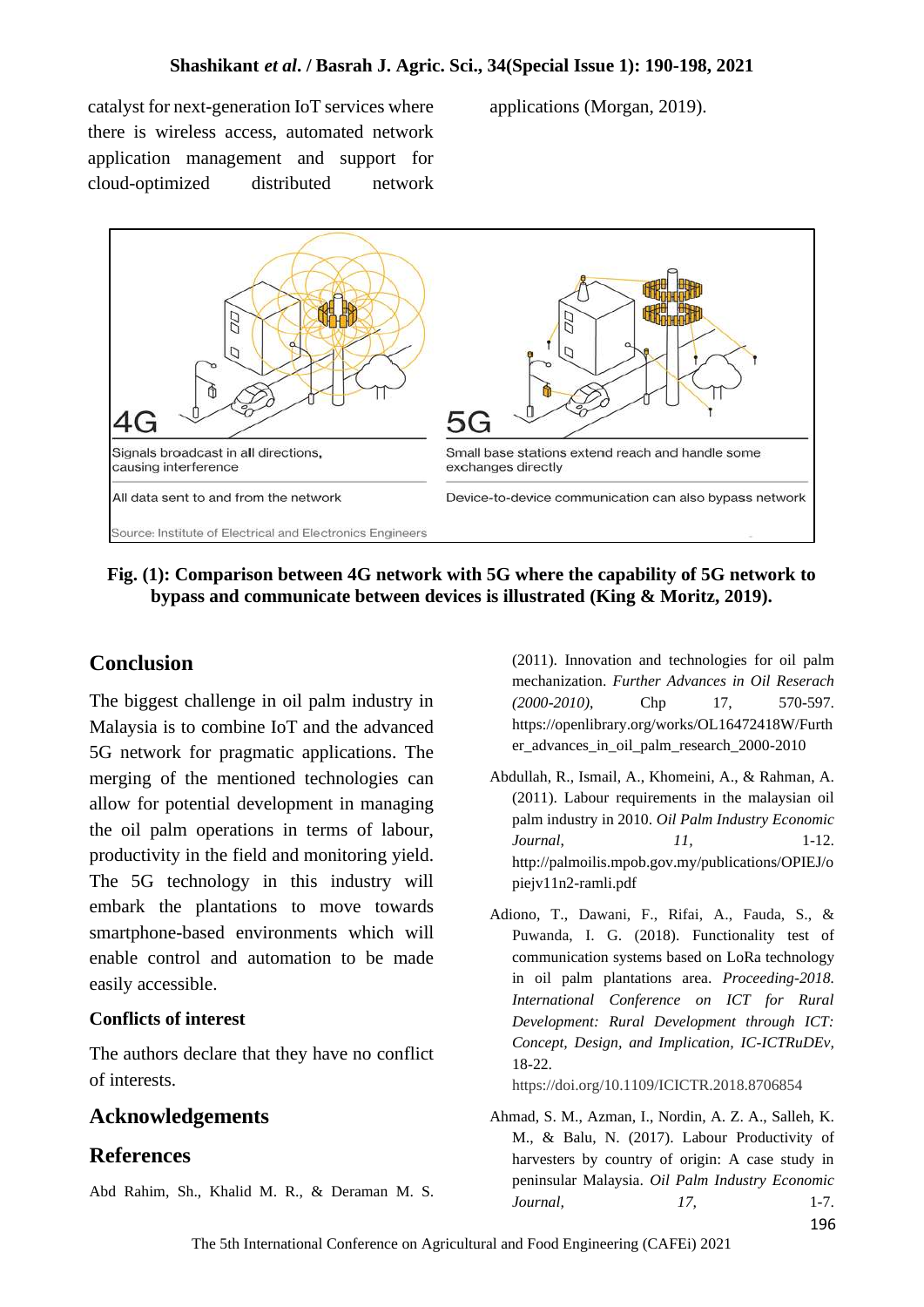catalyst for next-generation IoT services where there is wireless access, automated network application management and support for cloud-optimized distributed network applications (Morgan, 2019).

**Fig. (1): Comparison between 4G network with 5G where the capability of 5G network to bypass and communicate between devices is illustrated (King & Moritz, 2019).**

## Conclusion

The biggest challenge in oil palm industry in Malaysia is to combine IoT and the advanced 5G network for pragmatic applications. The merging of the mentioned technologies can allow for potential development in managing the oil palm operations in terms of labour, productivity in the field and monitoring yield. The 5G technology in this industry will embark the plantations to move towards smartphone-based environments which will enable control and automation to be made easily accessible.

### Conflicts of interest

The authors declare that they have no conflict of interests.

## Acknowledgements

## References

Abd Rahim, Sh., Khalid M. R., & Deraman M. S. (2011). Innovation and technologies for oil palm mechanization. *Further Advances in Oil Reserach (2000-2010)*, Chp 17, 570-597. https://openlibrary.org/works/OL16472418W/Further_advances_in_oil_palm_research_2000-2010

Abdullah, R., Ismail, A., Khomeini, A., & Rahman, A. (2011). Labour requirements in the malaysian oil palm industry in 2010. *Oil Palm Industry Economic Journal*, *11*, 1-12. http://palmoilis.mpob.gov.my/publications/OPIEJ/opiejv11n2-ramli.pdf

Adiono, T., Dawani, F., Rifai, A., Fauda, S., & Puwanda, I. G. (2018). Functionality test of communication systems based on LoRa technology in oil palm plantations area. *Proceeding-2018. International Conference on ICT for Rural Development: Rural Development through ICT: Concept, Design, and Implication, IC-ICTRuDEv*, 18-22. https://doi.org/10.1109/ICICTR.2018.8706854

Ahmad, S. M., Azman, I., Nordin, A. Z. A., Salleh, K. M., & Balu, N. (2017). Labour Productivity of harvesters by country of origin: A case study in peninsular Malaysia. *Oil Palm Industry Economic Journal*, *17*, 1-7.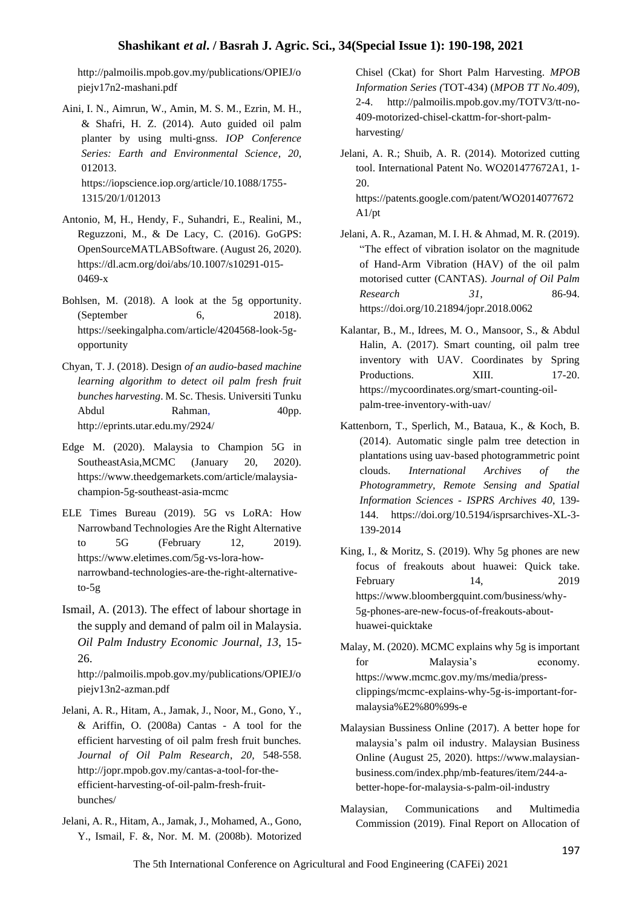http://palmoilis.mpob.gov.my/publications/OPIEJ/opiejv17n2-mashani.pdf

Aini, I. N., Aimrun, W., Amin, M. S. M., Ezrin, M. H., & Shafri, H. Z. (2014). Auto guided oil palm planter by using multi-gnss. *IOP Conference Series: Earth and Environmental Science*, *20*, 012013. https://iopscience.iop.org/article/10.1088/1755-1315/20/1/012013

Antonio, M, H., Hendy, F., Suhandri, E., Realini, M., Reguzzoni, M., & De Lacy, C. (2016). GoGPS: OpenSourceMATLABSoftware. (August 26, 2020). https://dl.acm.org/doi/abs/10.1007/s10291-015-0469-x

Bohlsen, M. (2018). A look at the 5g opportunity. (September 6, 2018). https://seekingalpha.com/article/4204568-look-5g-opportunity

Chyan, T. J. (2018). Design *of an audio-based machine learning algorithm to detect oil palm fresh fruit bunches harvesting*. M. Sc. Thesis. Universiti Tunku Abdul Rahman, 40pp. http://eprints.utar.edu.my/2924/

Edge M. (2020). Malaysia to Champion 5G in SoutheastAsia,MCMC (January 20, 2020). https://www.theedgemarkets.com/article/malaysia-champion-5g-southeast-asia-mcmc

ELE Times Bureau (2019). 5G vs LoRA: How Narrowband Technologies Are the Right Alternative to 5G (February 12, 2019). https://www.eletimes.com/5g-vs-lora-how-narrowband-technologies-are-the-right-alternative-to-5g

Ismail, A. (2013). The effect of labour shortage in the supply and demand of palm oil in Malaysia. *Oil Palm Industry Economic Journal, 13*, 15-26. http://palmoilis.mpob.gov.my/publications/OPIEJ/opiejv13n2-azman.pdf

Jelani, A. R., Hitam, A., Jamak, J., Noor, M., Gono, Y., & Ariffin, O. (2008a) Cantas - A tool for the efficient harvesting of oil palm fresh fruit bunches. *Journal of Oil Palm Research*, *20,* 548-558. http://jopr.mpob.gov.my/cantas-a-tool-for-the-efficient-harvesting-of-oil-palm-fresh-fruit-bunches/

Jelani, A. R., Hitam, A., Jamak, J., Mohamed, A., Gono, Y., Ismail, F. &, Nor. M. M. (2008b). Motorized Chisel (Ckat) for Short Palm Harvesting. *MPOB Information Series (*TOT-434) (*MPOB TT No.409*), 2-4. http://palmoilis.mpob.gov.my/TOTV3/tt-no-409-motorized-chisel-ckattm-for-short-palm-harvesting/

Jelani, A. R.; Shuib, A. R. (2014). Motorized cutting tool. International Patent No. WO201477672A1, 1-20. https://patents.google.com/patent/WO2014077672A1/pt

Jelani, A. R., Azaman, M. I. H. & Ahmad, M. R. (2019). "The effect of vibration isolator on the magnitude of Hand-Arm Vibration (HAV) of the oil palm motorised cutter (CANTAS). *Journal of Oil Palm Research 31*, 86-94. https://doi.org/10.21894/jopr.2018.0062

Kalantar, B., M., Idrees, M. O., Mansoor, S., & Abdul Halin, A. (2017). Smart counting, oil palm tree inventory with UAV. Coordinates by Spring Productions. XIII. 17-20. https://mycoordinates.org/smart-counting-oil-palm-tree-inventory-with-uav/

Kattenborn, T., Sperlich, M., Bataua, K., & Koch, B. (2014). Automatic single palm tree detection in plantations using uav-based photogrammetric point clouds. *International Archives of the Photogrammetry, Remote Sensing and Spatial Information Sciences - ISPRS Archives 40*, 139-144. https://doi.org/10.5194/isprsarchives-XL-3-139-2014

King, I., & Moritz, S. (2019). Why 5g phones are new focus of freakouts about huawei: Quick take. February 14, 2019 https://www.bloombergquint.com/business/why-5g-phones-are-new-focus-of-freakouts-about-huawei-quicktake

Malay, M. (2020). MCMC explains why 5g is important for Malaysia's economy. https://www.mcmc.gov.my/ms/media/press-clippings/mcmc-explains-why-5g-is-important-for-malaysia%E2%80%99s-e

Malaysian Bussiness Online (2017). A better hope for malaysia's palm oil industry. Malaysian Business Online (August 25, 2020). https://www.malaysian-business.com/index.php/mb-features/item/244-a-better-hope-for-malaysia-s-palm-oil-industry

Malaysian, Communications and Multimedia Commission (2019). Final Report on Allocation of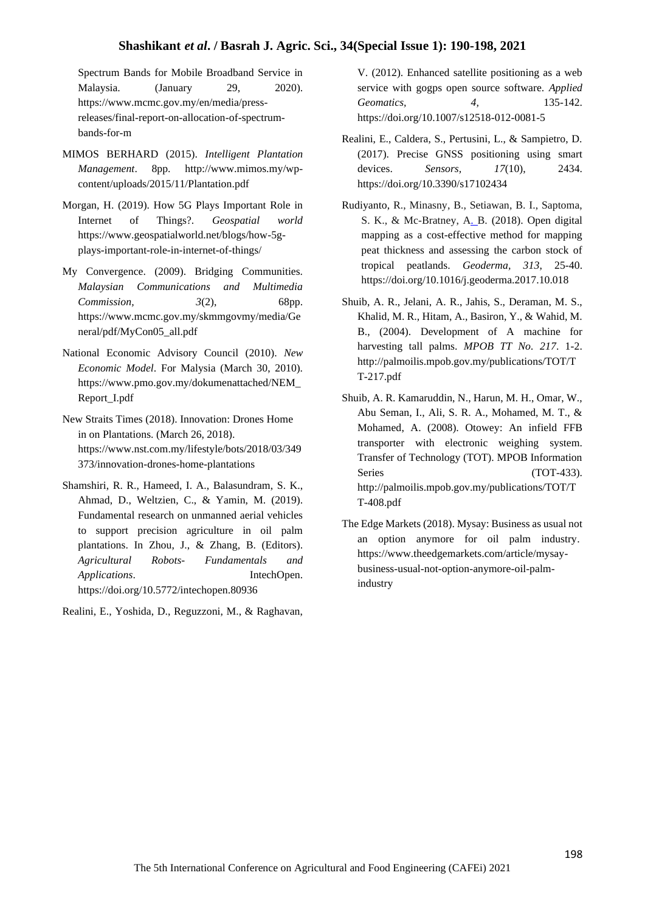Spectrum Bands for Mobile Broadband Service in Malaysia. (January 29, 2020). https://www.mcmc.gov.my/en/media/press-releases/final-report-on-allocation-of-spectrum-bands-for-m

MIMOS BERHARD (2015). *Intelligent Plantation Management*. 8pp. http://www.mimos.my/wp-content/uploads/2015/11/Plantation.pdf

Morgan, H. (2019). How 5G Plays Important Role in Internet of Things?. *Geospatial world* https://www.geospatialworld.net/blogs/how-5g-plays-important-role-in-internet-of-things/

My Convergence. (2009). Bridging Communities. *Malaysian Communications and Multimedia Commission, 3*(2), 68pp. https://www.mcmc.gov.my/skmmgovmy/media/General/pdf/MyCon05_all.pdf

National Economic Advisory Council (2010). *New Economic Model*. For Malysia (March 30, 2010). https://www.pmo.gov.my/dokumenattached/NEM_Report_I.pdf

New Straits Times (2018). Innovation: Drones Home in on Plantations. (March 26, 2018). https://www.nst.com.my/lifestyle/bots/2018/03/349373/innovation-drones-home-plantations

Shamshiri, R. R., Hameed, I. A., Balasundram, S. K., Ahmad, D., Weltzien, C., & Yamin, M. (2019). Fundamental research on unmanned aerial vehicles to support precision agriculture in oil palm plantations. In Zhou, J., & Zhang, B. (Editors). *Agricultural Robots- Fundamentals and Applications*. IntechOpen. https://doi.org/10.5772/intechopen.80936

Realini, E., Yoshida, D., Reguzzoni, M., & Raghavan, V. (2012). Enhanced satellite positioning as a web service with gogps open source software. *Applied Geomatics, 4,* 135-142. https://doi.org/10.1007/s12518-012-0081-5

Realini, E., Caldera, S., Pertusini, L., & Sampietro, D. (2017). Precise GNSS positioning using smart devices. *Sensors, 17*(10), 2434. https://doi.org/10.3390/s17102434

Rudiyanto, R., Minasny, B., Setiawan, B. I., Saptoma, S. K., & Mc-Bratney, A. B. (2018). Open digital mapping as a cost-effective method for mapping peat thickness and assessing the carbon stock of tropical peatlands. *Geoderma, 313*, 25-40. https://doi.org/10.1016/j.geoderma.2017.10.018

Shuib, A. R., Jelani, A. R., Jahis, S., Deraman, M. S., Khalid, M. R., Hitam, A., Basiron, Y., & Wahid, M. B., (2004). Development of A machine for harvesting tall palms. *MPOB TT No. 217*. 1-2. http://palmoilis.mpob.gov.my/publications/TOT/TT-217.pdf

Shuib, A. R. Kamaruddin, N., Harun, M. H., Omar, W., Abu Seman, I., Ali, S. R. A., Mohamed, M. T., & Mohamed, A. (2008). Otowey: An infield FFB transporter with electronic weighing system. Transfer of Technology (TOT). MPOB Information Series (TOT-433). http://palmoilis.mpob.gov.my/publications/TOT/TT-408.pdf

The Edge Markets (2018). Mysay: Business as usual not an option anymore for oil palm industry. https://www.theedgemarkets.com/article/mysay-business-usual-not-option-anymore-oil-palm-industry